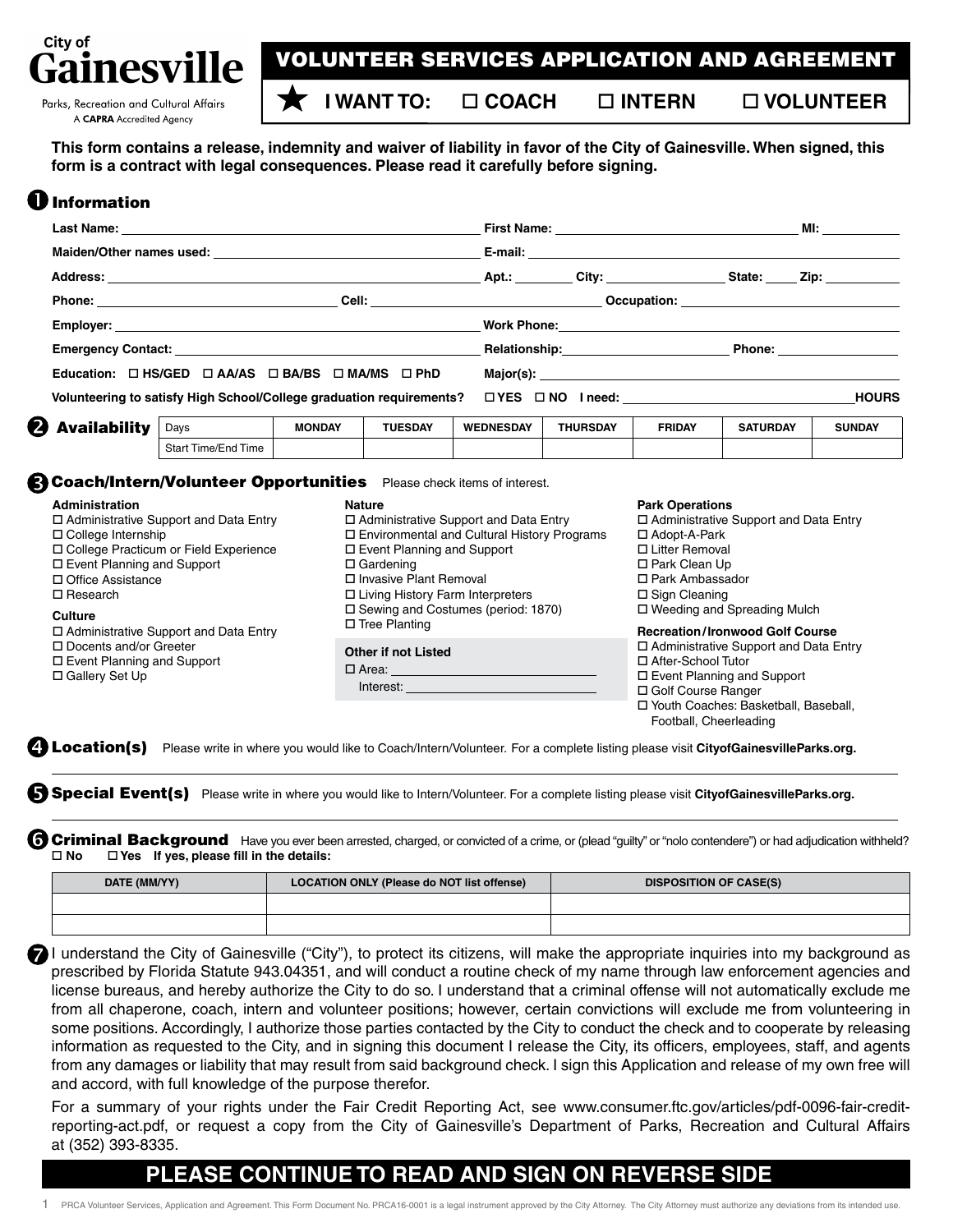City of **Gainesville**

Parks, Recreation and Cultural Affairs
A **CAPRA** Accredited Agency

# VOLUNTEER SERVICES APPLICATION AND AGREEMENT

★ **I WANT TO:** ☐ **COACH** ☐ **INTERN** ☐ **VOLUNTEER**

**This form contains a release, indemnity and waiver of liability in favor of the City of Gainesville. When signed, this form is a contract with legal consequences. Please read it carefully before signing.**

## ❶ Information

**Last Name:** ______________________ **First Name:** ______________________ **MI:** ______

**Maiden/Other names used:** ______________________ **E-mail:** ______________________

**Address:** ______________________ **Apt.:** ________ **City:** ____________ **State:** _____ **Zip:** ________

**Phone:** ______________________ **Cell:** ______________________ **Occupation:** ______________________

**Employer:** ______________________ **Work Phone:** ______________________

**Emergency Contact:** ______________________ **Relationship:** ______________________ **Phone:** ______________

**Education:** ☐ **HS/GED** ☐ **AA/AS** ☐ **BA/BS** ☐ **MA/MS** ☐ **PhD** **Major(s):** ______________________

**Volunteering to satisfy High School/College graduation requirements?** ☐ **YES** ☐ **NO** **I need:** ______________________ **HOURS**

## ❷ Availability

| Days | MONDAY | TUESDAY | WEDNESDAY | THURSDAY | FRIDAY | SATURDAY | SUNDAY |
|---|---|---|---|---|---|---|---|
| Start Time/End Time | | | | | | | |

## ❸ Coach/Intern/Volunteer Opportunities

Please check items of interest.

**Administration**
- ☐ Administrative Support and Data Entry
- ☐ College Internship
- ☐ College Practicum or Field Experience
- ☐ Event Planning and Support
- ☐ Office Assistance
- ☐ Research

**Culture**
- ☐ Administrative Support and Data Entry
- ☐ Docents and/or Greeter
- ☐ Event Planning and Support
- ☐ Gallery Set Up

**Nature**
- ☐ Administrative Support and Data Entry
- ☐ Environmental and Cultural History Programs
- ☐ Event Planning and Support
- ☐ Gardening
- ☐ Invasive Plant Removal
- ☐ Living History Farm Interpreters
- ☐ Sewing and Costumes (period: 1870)
- ☐ Tree Planting

**Other if not Listed**
- ☐ Area: ______________________
  Interest: ______________________

**Park Operations**
- ☐ Administrative Support and Data Entry
- ☐ Adopt-A-Park
- ☐ Litter Removal
- ☐ Park Clean Up
- ☐ Park Ambassador
- ☐ Sign Cleaning
- ☐ Weeding and Spreading Mulch

**Recreation/Ironwood Golf Course**
- ☐ Administrative Support and Data Entry
- ☐ After-School Tutor
- ☐ Event Planning and Support
- ☐ Golf Course Ranger
- ☐ Youth Coaches: Basketball, Baseball, Football, Cheerleading

## ❹ Location(s)

Please write in where you would like to Coach/Intern/Volunteer. For a complete listing please visit **CityofGainesvilleParks.org.**

______________________________________________

## ❺ Special Event(s)

Please write in where you would like to Intern/Volunteer. For a complete listing please visit **CityofGainesvilleParks.org.**

______________________________________________

## ❻ Criminal Background

Have you ever been arrested, charged, or convicted of a crime, or (plead "guilty" or "nolo contendere") or had adjudication withheld?
☐ **No** ☐ **Yes** **If yes, please fill in the details:**

| DATE (MM/YY) | LOCATION ONLY (Please do NOT list offense) | DISPOSITION OF CASE(S) |
|---|---|---|
| | | |
| | | |

❼ I understand the City of Gainesville ("City"), to protect its citizens, will make the appropriate inquiries into my background as prescribed by Florida Statute 943.04351, and will conduct a routine check of my name through law enforcement agencies and license bureaus, and hereby authorize the City to do so. I understand that a criminal offense will not automatically exclude me from all chaperone, coach, intern and volunteer positions; however, certain convictions will exclude me from volunteering in some positions. Accordingly, I authorize those parties contacted by the City to conduct the check and to cooperate by releasing information as requested to the City, and in signing this document I release the City, its officers, employees, staff, and agents from any damages or liability that may result from said background check. I sign this Application and release of my own free will and accord, with full knowledge of the purpose therefor.

For a summary of your rights under the Fair Credit Reporting Act, see www.consumer.ftc.gov/articles/pdf-0096-fair-credit-reporting-act.pdf, or request a copy from the City of Gainesville's Department of Parks, Recreation and Cultural Affairs at (352) 393-8335.

**PLEASE CONTINUE TO READ AND SIGN ON REVERSE SIDE**

PRCA Volunteer Services, Application and Agreement. This Form Document No. PRCA16-0001 is a legal instrument approved by the City Attorney. The City Attorney must authorize any deviations from its intended use.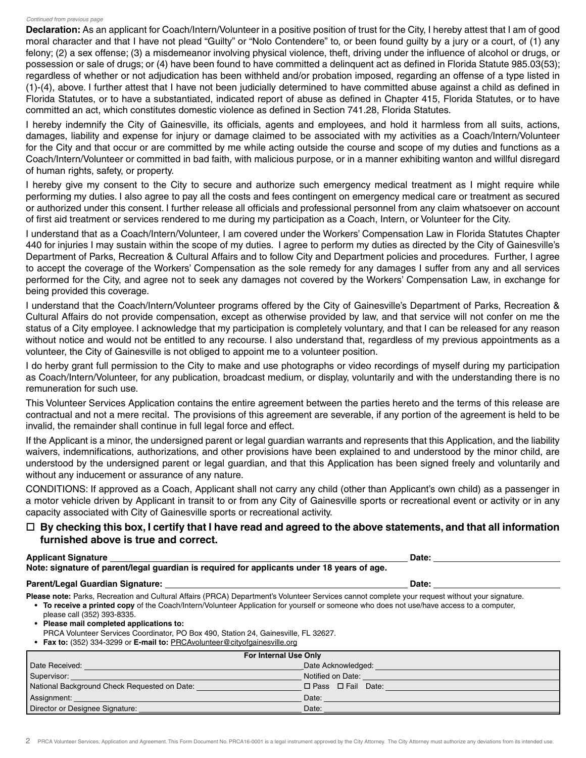*Continued from previous page*

**Declaration:** As an applicant for Coach/Intern/Volunteer in a positive position of trust for the City, I hereby attest that I am of good moral character and that I have not plead "Guilty" or "Nolo Contendere" to, or been found guilty by a jury or a court, of (1) any felony; (2) a sex offense; (3) a misdemeanor involving physical violence, theft, driving under the influence of alcohol or drugs, or possession or sale of drugs; or (4) have been found to have committed a delinquent act as defined in Florida Statute 985.03(53); regardless of whether or not adjudication has been withheld and/or probation imposed, regarding an offense of a type listed in (1)-(4), above. I further attest that I have not been judicially determined to have committed abuse against a child as defined in Florida Statutes, or to have a substantiated, indicated report of abuse as defined in Chapter 415, Florida Statutes, or to have committed an act, which constitutes domestic violence as defined in Section 741.28, Florida Statutes.

I hereby indemnify the City of Gainesville, its officials, agents and employees, and hold it harmless from all suits, actions, damages, liability and expense for injury or damage claimed to be associated with my activities as a Coach/Intern/Volunteer for the City and that occur or are committed by me while acting outside the course and scope of my duties and functions as a Coach/Intern/Volunteer or committed in bad faith, with malicious purpose, or in a manner exhibiting wanton and willful disregard of human rights, safety, or property.

I hereby give my consent to the City to secure and authorize such emergency medical treatment as I might require while performing my duties. I also agree to pay all the costs and fees contingent on emergency medical care or treatment as secured or authorized under this consent. I further release all officials and professional personnel from any claim whatsoever on account of first aid treatment or services rendered to me during my participation as a Coach, Intern, or Volunteer for the City.

I understand that as a Coach/Intern/Volunteer, I am covered under the Workers' Compensation Law in Florida Statutes Chapter 440 for injuries I may sustain within the scope of my duties. I agree to perform my duties as directed by the City of Gainesville's Department of Parks, Recreation & Cultural Affairs and to follow City and Department policies and procedures. Further, I agree to accept the coverage of the Workers' Compensation as the sole remedy for any damages I suffer from any and all services performed for the City, and agree not to seek any damages not covered by the Workers' Compensation Law, in exchange for being provided this coverage.

I understand that the Coach/Intern/Volunteer programs offered by the City of Gainesville's Department of Parks, Recreation & Cultural Affairs do not provide compensation, except as otherwise provided by law, and that service will not confer on me the status of a City employee. I acknowledge that my participation is completely voluntary, and that I can be released for any reason without notice and would not be entitled to any recourse. I also understand that, regardless of my previous appointments as a volunteer, the City of Gainesville is not obliged to appoint me to a volunteer position.

I do herby grant full permission to the City to make and use photographs or video recordings of myself during my participation as Coach/Intern/Volunteer, for any publication, broadcast medium, or display, voluntarily and with the understanding there is no remuneration for such use.

This Volunteer Services Application contains the entire agreement between the parties hereto and the terms of this release are contractual and not a mere recital. The provisions of this agreement are severable, if any portion of the agreement is held to be invalid, the remainder shall continue in full legal force and effect.

If the Applicant is a minor, the undersigned parent or legal guardian warrants and represents that this Application, and the liability waivers, indemnifications, authorizations, and other provisions have been explained to and understood by the minor child, are understood by the undersigned parent or legal guardian, and that this Application has been signed freely and voluntarily and without any inducement or assurance of any nature.

CONDITIONS: If approved as a Coach, Applicant shall not carry any child (other than Applicant's own child) as a passenger in a motor vehicle driven by Applicant in transit to or from any City of Gainesville sports or recreational event or activity or in any capacity associated with City of Gainesville sports or recreational activity.

☐ **By checking this box, I certify that I have read and agreed to the above statements, and that all information furnished above is true and correct.**

**Applicant Signature** ______________________________ **Date:** ______________

**Note: signature of parent/legal guardian is required for applicants under 18 years of age.**

**Parent/Legal Guardian Signature:** ______________________________ **Date:** ______________

**Please note:** Parks, Recreation and Cultural Affairs (PRCA) Department's Volunteer Services cannot complete your request without your signature.

- **To receive a printed copy** of the Coach/Intern/Volunteer Application for yourself or someone who does not use/have access to a computer, please call (352) 393-8335.
- **Please mail completed applications to:**
  PRCA Volunteer Services Coordinator, PO Box 490, Station 24, Gainesville, FL 32627.
- **Fax to:** (352) 334-3299 or **E-mail to:** PRCAvolunteer@cityofgainesville.org

| For Internal Use Only | |
|---|---|
| Date Received: | Date Acknowledged: |
| Supervisor: | Notified on Date: |
| National Background Check Requested on Date: | ☐ Pass ☐ Fail Date: |
| Assignment: | Date: |
| Director or Designee Signature: | Date: |

PRCA Volunteer Services, Application and Agreement. This Form Document No. PRCA16-0001 is a legal instrument approved by the City Attorney. The City Attorney must authorize any deviations from its intended use.